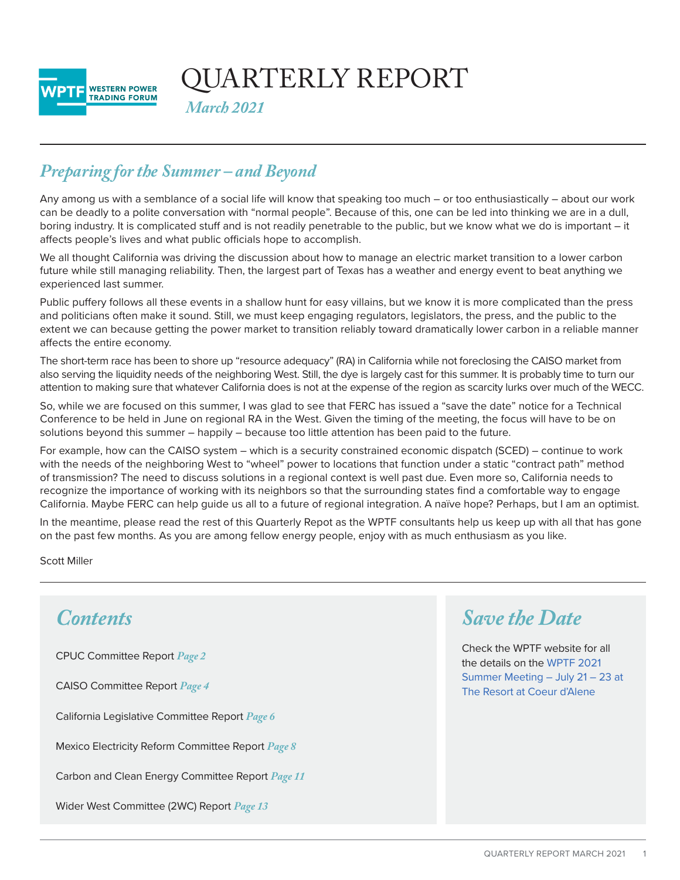WPTF WESTERN POWER TRADING FORUM

# QUARTERLY REPORT

*March 2021*

## *Preparing for the Summer – and Beyond*

Any among us with a semblance of a social life will know that speaking too much – or too enthusiastically – about our work can be deadly to a polite conversation with "normal people". Because of this, one can be led into thinking we are in a dull, boring industry. It is complicated stuff and is not readily penetrable to the public, but we know what we do is important – it affects people's lives and what public officials hope to accomplish.

We all thought California was driving the discussion about how to manage an electric market transition to a lower carbon future while still managing reliability. Then, the largest part of Texas has a weather and energy event to beat anything we experienced last summer.

Public puffery follows all these events in a shallow hunt for easy villains, but we know it is more complicated than the press and politicians often make it sound. Still, we must keep engaging regulators, legislators, the press, and the public to the extent we can because getting the power market to transition reliably toward dramatically lower carbon in a reliable manner affects the entire economy.

The short-term race has been to shore up "resource adequacy" (RA) in California while not foreclosing the CAISO market from also serving the liquidity needs of the neighboring West. Still, the dye is largely cast for this summer. It is probably time to turn our attention to making sure that whatever California does is not at the expense of the region as scarcity lurks over much of the WECC.

So, while we are focused on this summer, I was glad to see that FERC has issued a "save the date" notice for a Technical Conference to be held in June on regional RA in the West. Given the timing of the meeting, the focus will have to be on solutions beyond this summer – happily – because too little attention has been paid to the future.

For example, how can the CAISO system – which is a security constrained economic dispatch (SCED) – continue to work with the needs of the neighboring West to "wheel" power to locations that function under a static "contract path" method of transmission? The need to discuss solutions in a regional context is well past due. Even more so, California needs to recognize the importance of working with its neighbors so that the surrounding states find a comfortable way to engage California. Maybe FERC can help guide us all to a future of regional integration. A naïve hope? Perhaps, but I am an optimist.

In the meantime, please read the rest of this Quarterly Repot as the WPTF consultants help us keep up with all that has gone on the past few months. As you are among fellow energy people, enjoy with as much enthusiasm as you like.

Scott Miller

## *Contents*

CPUC Committee Report *Page 2*

CAISO Committee Report *Page 4*

California Legislative Committee Report *Page 6*

Mexico Electricity Reform Committee Report *Page 8*

Carbon and Clean Energy Committee Report *Page 11*

Wider West Committee (2WC) Report *Page 13*

## *Save the Date*

Check the WPTF website for all the details on the WPTF 2021 Summer Meeting – July 21 – 23 at The Resort at Coeur d'Alene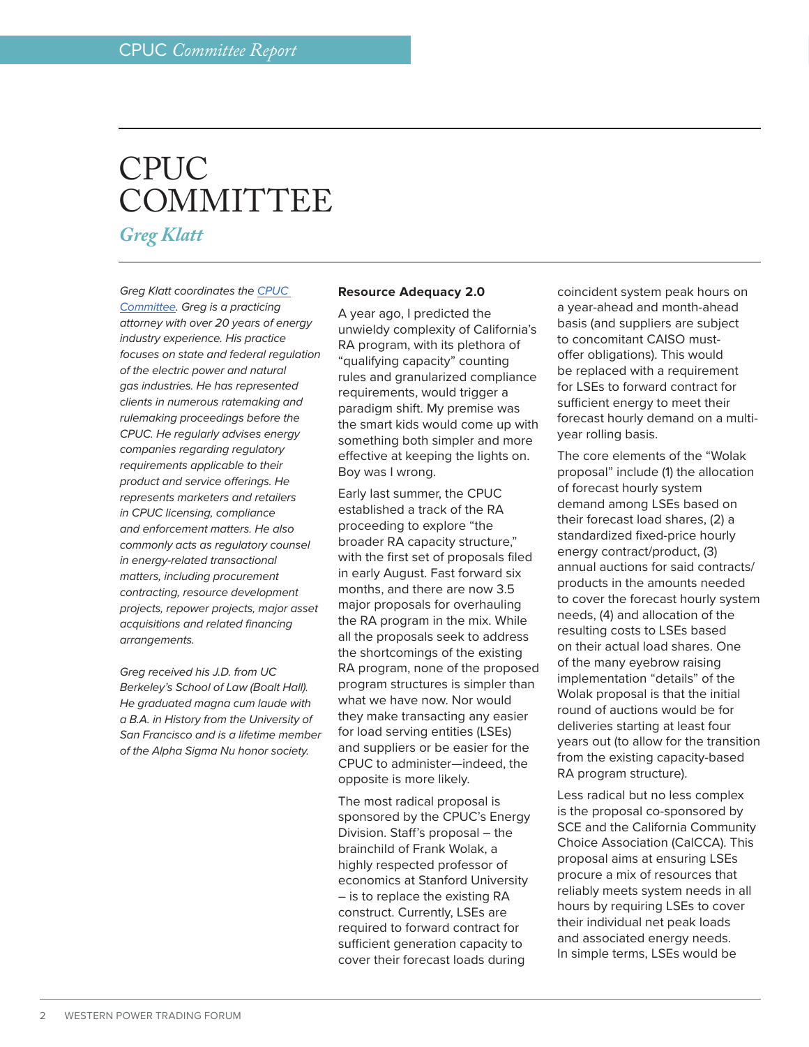# CPUC COMMITTEE

*Greg Klatt*

*Greg Klatt coordinates the [CPUC Committee](). Greg is a practicing attorney with over 20 years of energy industry experience. His practice focuses on state and federal regulation of the electric power and natural gas industries. He has represented clients in numerous ratemaking and rulemaking proceedings before the CPUC. He regularly advises energy companies regarding regulatory requirements applicable to their product and service offerings. He represents marketers and retailers in CPUC licensing, compliance and enforcement matters. He also commonly acts as regulatory counsel in energy-related transactional matters, including procurement contracting, resource development projects, repower projects, major asset acquisitions and related financing arrangements.*

*Greg received his J.D. from UC Berkeley's School of Law (Boalt Hall). He graduated magna cum laude with a B.A. in History from the University of San Francisco and is a lifetime member of the Alpha Sigma Nu honor society.*

**Resource Adequacy 2.0**

A year ago, I predicted the unwieldy complexity of California's RA program, with its plethora of "qualifying capacity" counting rules and granularized compliance requirements, would trigger a paradigm shift. My premise was the smart kids would come up with something both simpler and more effective at keeping the lights on. Boy was I wrong.

Early last summer, the CPUC established a track of the RA proceeding to explore "the broader RA capacity structure," with the first set of proposals filed in early August. Fast forward six months, and there are now 3.5 major proposals for overhauling the RA program in the mix. While all the proposals seek to address the shortcomings of the existing RA program, none of the proposed program structures is simpler than what we have now. Nor would they make transacting any easier for load serving entities (LSEs) and suppliers or be easier for the CPUC to administer—indeed, the opposite is more likely.

The most radical proposal is sponsored by the CPUC's Energy Division. Staff's proposal – the brainchild of Frank Wolak, a highly respected professor of economics at Stanford University – is to replace the existing RA construct. Currently, LSEs are required to forward contract for sufficient generation capacity to cover their forecast loads during coincident system peak hours on a year-ahead and month-ahead basis (and suppliers are subject to concomitant CAISO must-offer obligations). This would be replaced with a requirement for LSEs to forward contract for sufficient energy to meet their forecast hourly demand on a multi-year rolling basis.

The core elements of the "Wolak proposal" include (1) the allocation of forecast hourly system demand among LSEs based on their forecast load shares, (2) a standardized fixed-price hourly energy contract/product, (3) annual auctions for said contracts/products in the amounts needed to cover the forecast hourly system needs, (4) and allocation of the resulting costs to LSEs based on their actual load shares. One of the many eyebrow raising implementation "details" of the Wolak proposal is that the initial round of auctions would be for deliveries starting at least four years out (to allow for the transition from the existing capacity-based RA program structure).

Less radical but no less complex is the proposal co-sponsored by SCE and the California Community Choice Association (CalCCA). This proposal aims at ensuring LSEs procure a mix of resources that reliably meets system needs in all hours by requiring LSEs to cover their individual net peak loads and associated energy needs. In simple terms, LSEs would be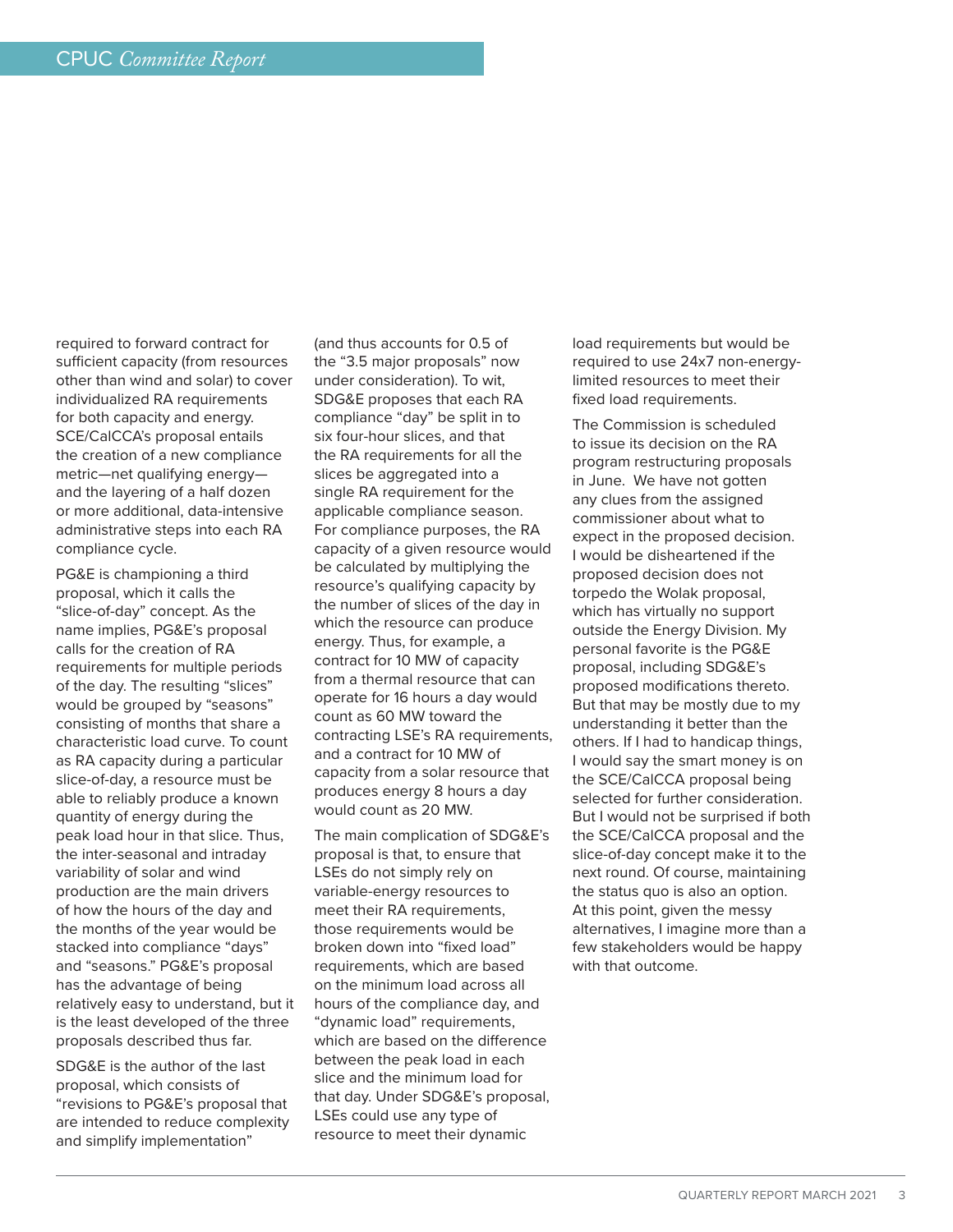required to forward contract for sufficient capacity (from resources other than wind and solar) to cover individualized RA requirements for both capacity and energy. SCE/CalCCA's proposal entails the creation of a new compliance metric—net qualifying energy—and the layering of a half dozen or more additional, data-intensive administrative steps into each RA compliance cycle.

PG&E is championing a third proposal, which it calls the "slice-of-day" concept. As the name implies, PG&E's proposal calls for the creation of RA requirements for multiple periods of the day. The resulting "slices" would be grouped by "seasons" consisting of months that share a characteristic load curve. To count as RA capacity during a particular slice-of-day, a resource must be able to reliably produce a known quantity of energy during the peak load hour in that slice. Thus, the inter-seasonal and intraday variability of solar and wind production are the main drivers of how the hours of the day and the months of the year would be stacked into compliance "days" and "seasons." PG&E's proposal has the advantage of being relatively easy to understand, but it is the least developed of the three proposals described thus far.

SDG&E is the author of the last proposal, which consists of "revisions to PG&E's proposal that are intended to reduce complexity and simplify implementation" (and thus accounts for 0.5 of the "3.5 major proposals" now under consideration). To wit, SDG&E proposes that each RA compliance "day" be split in to six four-hour slices, and that the RA requirements for all the slices be aggregated into a single RA requirement for the applicable compliance season. For compliance purposes, the RA capacity of a given resource would be calculated by multiplying the resource's qualifying capacity by the number of slices of the day in which the resource can produce energy. Thus, for example, a contract for 10 MW of capacity from a thermal resource that can operate for 16 hours a day would count as 60 MW toward the contracting LSE's RA requirements, and a contract for 10 MW of capacity from a solar resource that produces energy 8 hours a day would count as 20 MW.

The main complication of SDG&E's proposal is that, to ensure that LSEs do not simply rely on variable-energy resources to meet their RA requirements, those requirements would be broken down into "fixed load" requirements, which are based on the minimum load across all hours of the compliance day, and "dynamic load" requirements, which are based on the difference between the peak load in each slice and the minimum load for that day. Under SDG&E's proposal, LSEs could use any type of resource to meet their dynamic load requirements but would be required to use 24x7 non-energy-limited resources to meet their fixed load requirements.

The Commission is scheduled to issue its decision on the RA program restructuring proposals in June. We have not gotten any clues from the assigned commissioner about what to expect in the proposed decision. I would be disheartened if the proposed decision does not torpedo the Wolak proposal, which has virtually no support outside the Energy Division. My personal favorite is the PG&E proposal, including SDG&E's proposed modifications thereto. But that may be mostly due to my understanding it better than the others. If I had to handicap things, I would say the smart money is on the SCE/CalCCA proposal being selected for further consideration. But I would not be surprised if both the SCE/CalCCA proposal and the slice-of-day concept make it to the next round. Of course, maintaining the status quo is also an option. At this point, given the messy alternatives, I imagine more than a few stakeholders would be happy with that outcome.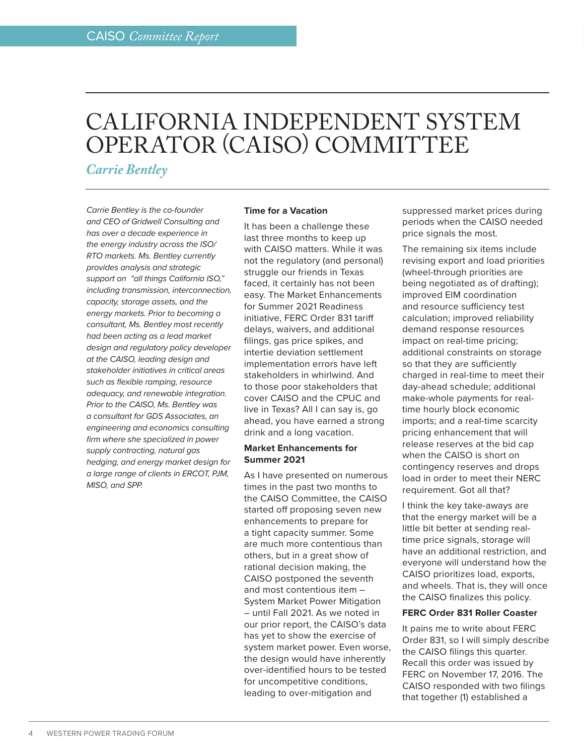# CALIFORNIA INDEPENDENT SYSTEM OPERATOR (CAISO) COMMITTEE

*Carrie Bentley*

*Carrie Bentley is the co-founder and CEO of Gridwell Consulting and has over a decade experience in the energy industry across the ISO/RTO markets. Ms. Bentley currently provides analysis and strategic support on "all things California ISO," including transmission, interconnection, capacity, storage assets, and the energy markets. Prior to becoming a consultant, Ms. Bentley most recently had been acting as a lead market design and regulatory policy developer at the CAISO, leading design and stakeholder initiatives in critical areas such as flexible ramping, resource adequacy, and renewable integration. Prior to the CAISO, Ms. Bentley was a consultant for GDS Associates, an engineering and economics consulting firm where she specialized in power supply contracting, natural gas hedging, and energy market design for a large range of clients in ERCOT, PJM, MISO, and SPP.*

**Time for a Vacation**

It has been a challenge these last three months to keep up with CAISO matters. While it was not the regulatory (and personal) struggle our friends in Texas faced, it certainly has not been easy. The Market Enhancements for Summer 2021 Readiness initiative, FERC Order 831 tariff delays, waivers, and additional filings, gas price spikes, and intertie deviation settlement implementation errors have left stakeholders in whirlwind. And to those poor stakeholders that cover CAISO and the CPUC and live in Texas? All I can say is, go ahead, you have earned a strong drink and a long vacation.

**Market Enhancements for Summer 2021**

As I have presented on numerous times in the past two months to the CAISO Committee, the CAISO started off proposing seven new enhancements to prepare for a tight capacity summer. Some are much more contentious than others, but in a great show of rational decision making, the CAISO postponed the seventh and most contentious item – System Market Power Mitigation – until Fall 2021. As we noted in our prior report, the CAISO's data has yet to show the exercise of system market power. Even worse, the design would have inherently over-identified hours to be tested for uncompetitive conditions, leading to over-mitigation and suppressed market prices during periods when the CAISO needed price signals the most.

The remaining six items include revising export and load priorities (wheel-through priorities are being negotiated as of drafting); improved EIM coordination and resource sufficiency test calculation; improved reliability demand response resources impact on real-time pricing; additional constraints on storage so that they are sufficiently charged in real-time to meet their day-ahead schedule; additional make-whole payments for real-time hourly block economic imports; and a real-time scarcity pricing enhancement that will release reserves at the bid cap when the CAISO is short on contingency reserves and drops load in order to meet their NERC requirement. Got all that?

I think the key take-aways are that the energy market will be a little bit better at sending real-time price signals, storage will have an additional restriction, and everyone will understand how the CAISO prioritizes load, exports, and wheels. That is, they will once the CAISO finalizes this policy.

**FERC Order 831 Roller Coaster**

It pains me to write about FERC Order 831, so I will simply describe the CAISO filings this quarter. Recall this order was issued by FERC on November 17, 2016. The CAISO responded with two filings that together (1) established a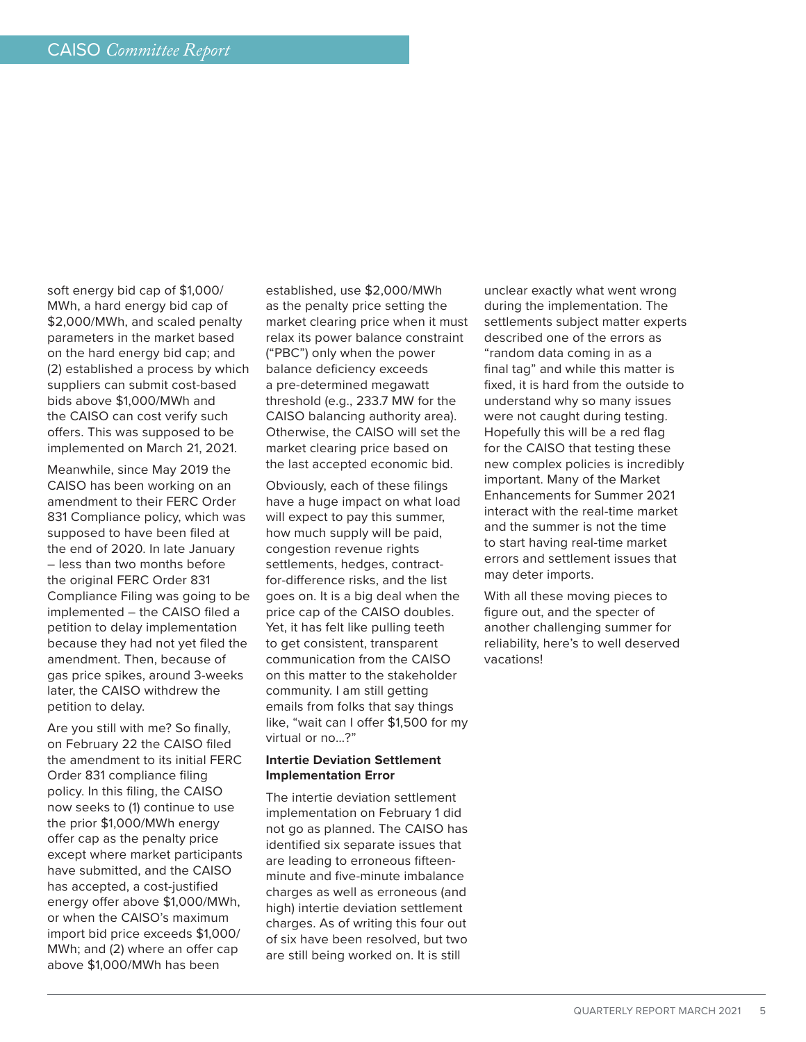soft energy bid cap of $1,000/MWh, a hard energy bid cap of $2,000/MWh, and scaled penalty parameters in the market based on the hard energy bid cap; and (2) established a process by which suppliers can submit cost-based bids above $1,000/MWh and the CAISO can cost verify such offers. This was supposed to be implemented on March 21, 2021.

Meanwhile, since May 2019 the CAISO has been working on an amendment to their FERC Order 831 Compliance policy, which was supposed to have been filed at the end of 2020. In late January – less than two months before the original FERC Order 831 Compliance Filing was going to be implemented – the CAISO filed a petition to delay implementation because they had not yet filed the amendment. Then, because of gas price spikes, around 3-weeks later, the CAISO withdrew the petition to delay.

Are you still with me? So finally, on February 22 the CAISO filed the amendment to its initial FERC Order 831 compliance filing policy. In this filing, the CAISO now seeks to (1) continue to use the prior $1,000/MWh energy offer cap as the penalty price except where market participants have submitted, and the CAISO has accepted, a cost-justified energy offer above $1,000/MWh, or when the CAISO's maximum import bid price exceeds $1,000/MWh; and (2) where an offer cap above $1,000/MWh has been established, use $2,000/MWh as the penalty price setting the market clearing price when it must relax its power balance constraint ("PBC") only when the power balance deficiency exceeds a pre-determined megawatt threshold (e.g., 233.7 MW for the CAISO balancing authority area). Otherwise, the CAISO will set the market clearing price based on the last accepted economic bid.

Obviously, each of these filings have a huge impact on what load will expect to pay this summer, how much supply will be paid, congestion revenue rights settlements, hedges, contract-for-difference risks, and the list goes on. It is a big deal when the price cap of the CAISO doubles. Yet, it has felt like pulling teeth to get consistent, transparent communication from the CAISO on this matter to the stakeholder community. I am still getting emails from folks that say things like, "wait can I offer $1,500 for my virtual or no...?"

**Intertie Deviation Settlement Implementation Error**

The intertie deviation settlement implementation on February 1 did not go as planned. The CAISO has identified six separate issues that are leading to erroneous fifteen-minute and five-minute imbalance charges as well as erroneous (and high) intertie deviation settlement charges. As of writing this four out of six have been resolved, but two are still being worked on. It is still unclear exactly what went wrong during the implementation. The settlements subject matter experts described one of the errors as "random data coming in as a final tag" and while this matter is fixed, it is hard from the outside to understand why so many issues were not caught during testing. Hopefully this will be a red flag for the CAISO that testing these new complex policies is incredibly important. Many of the Market Enhancements for Summer 2021 interact with the real-time market and the summer is not the time to start having real-time market errors and settlement issues that may deter imports.

With all these moving pieces to figure out, and the specter of another challenging summer for reliability, here's to well deserved vacations!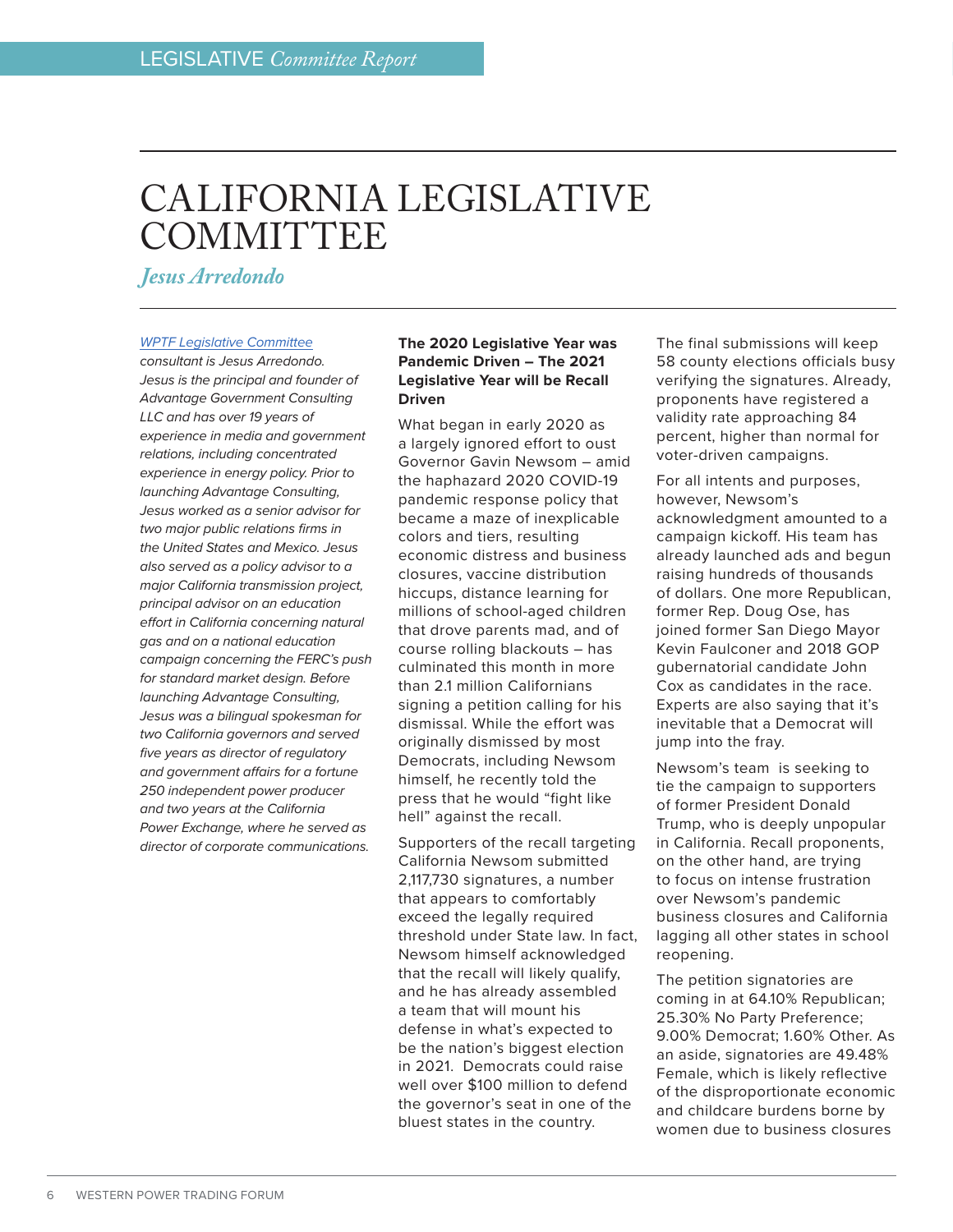# CALIFORNIA LEGISLATIVE COMMITTEE

*Jesus Arredondo*

*WPTF Legislative Committee consultant is Jesus Arredondo. Jesus is the principal and founder of Advantage Government Consulting LLC and has over 19 years of experience in media and government relations, including concentrated experience in energy policy. Prior to launching Advantage Consulting, Jesus worked as a senior advisor for two major public relations firms in the United States and Mexico. Jesus also served as a policy advisor to a major California transmission project, principal advisor on an education effort in California concerning natural gas and on a national education campaign concerning the FERC's push for standard market design. Before launching Advantage Consulting, Jesus was a bilingual spokesman for two California governors and served five years as director of regulatory and government affairs for a fortune 250 independent power producer and two years at the California Power Exchange, where he served as director of corporate communications.*

**The 2020 Legislative Year was Pandemic Driven – The 2021 Legislative Year will be Recall Driven**

What began in early 2020 as a largely ignored effort to oust Governor Gavin Newsom – amid the haphazard 2020 COVID-19 pandemic response policy that became a maze of inexplicable colors and tiers, resulting economic distress and business closures, vaccine distribution hiccups, distance learning for millions of school-aged children that drove parents mad, and of course rolling blackouts – has culminated this month in more than 2.1 million Californians signing a petition calling for his dismissal. While the effort was originally dismissed by most Democrats, including Newsom himself, he recently told the press that he would "fight like hell" against the recall.

Supporters of the recall targeting California Newsom submitted 2,117,730 signatures, a number that appears to comfortably exceed the legally required threshold under State law. In fact, Newsom himself acknowledged that the recall will likely qualify, and he has already assembled a team that will mount his defense in what's expected to be the nation's biggest election in 2021. Democrats could raise well over $100 million to defend the governor's seat in one of the bluest states in the country.

The final submissions will keep 58 county elections officials busy verifying the signatures. Already, proponents have registered a validity rate approaching 84 percent, higher than normal for voter-driven campaigns.

For all intents and purposes, however, Newsom's acknowledgment amounted to a campaign kickoff. His team has already launched ads and begun raising hundreds of thousands of dollars. One more Republican, former Rep. Doug Ose, has joined former San Diego Mayor Kevin Faulconer and 2018 GOP gubernatorial candidate John Cox as candidates in the race. Experts are also saying that it's inevitable that a Democrat will jump into the fray.

Newsom's team is seeking to tie the campaign to supporters of former President Donald Trump, who is deeply unpopular in California. Recall proponents, on the other hand, are trying to focus on intense frustration over Newsom's pandemic business closures and California lagging all other states in school reopening.

The petition signatories are coming in at 64.10% Republican; 25.30% No Party Preference; 9.00% Democrat; 1.60% Other. As an aside, signatories are 49.48% Female, which is likely reflective of the disproportionate economic and childcare burdens borne by women due to business closures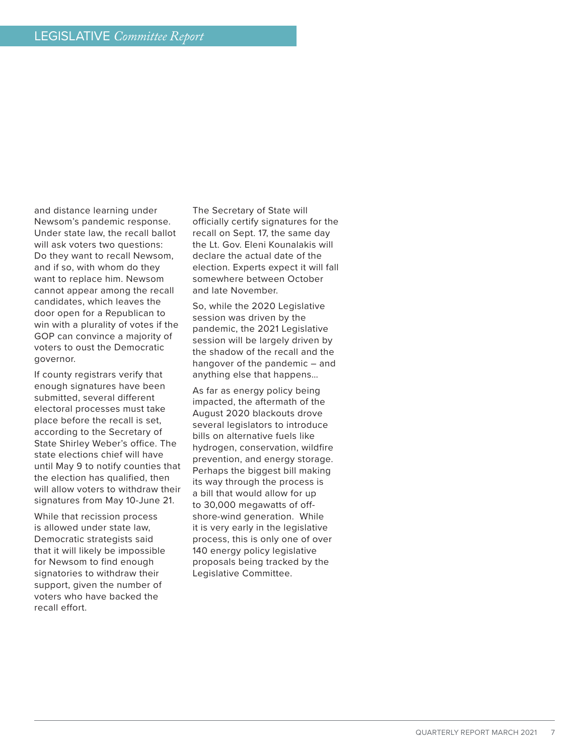and distance learning under Newsom's pandemic response. Under state law, the recall ballot will ask voters two questions: Do they want to recall Newsom, and if so, with whom do they want to replace him. Newsom cannot appear among the recall candidates, which leaves the door open for a Republican to win with a plurality of votes if the GOP can convince a majority of voters to oust the Democratic governor.

If county registrars verify that enough signatures have been submitted, several different electoral processes must take place before the recall is set, according to the Secretary of State Shirley Weber's office. The state elections chief will have until May 9 to notify counties that the election has qualified, then will allow voters to withdraw their signatures from May 10-June 21.

While that recission process is allowed under state law, Democratic strategists said that it will likely be impossible for Newsom to find enough signatories to withdraw their support, given the number of voters who have backed the recall effort.

The Secretary of State will officially certify signatures for the recall on Sept. 17, the same day the Lt. Gov. Eleni Kounalakis will declare the actual date of the election. Experts expect it will fall somewhere between October and late November.

So, while the 2020 Legislative session was driven by the pandemic, the 2021 Legislative session will be largely driven by the shadow of the recall and the hangover of the pandemic – and anything else that happens…

As far as energy policy being impacted, the aftermath of the August 2020 blackouts drove several legislators to introduce bills on alternative fuels like hydrogen, conservation, wildfire prevention, and energy storage. Perhaps the biggest bill making its way through the process is a bill that would allow for up to 30,000 megawatts of off-shore-wind generation. While it is very early in the legislative process, this is only one of over 140 energy policy legislative proposals being tracked by the Legislative Committee.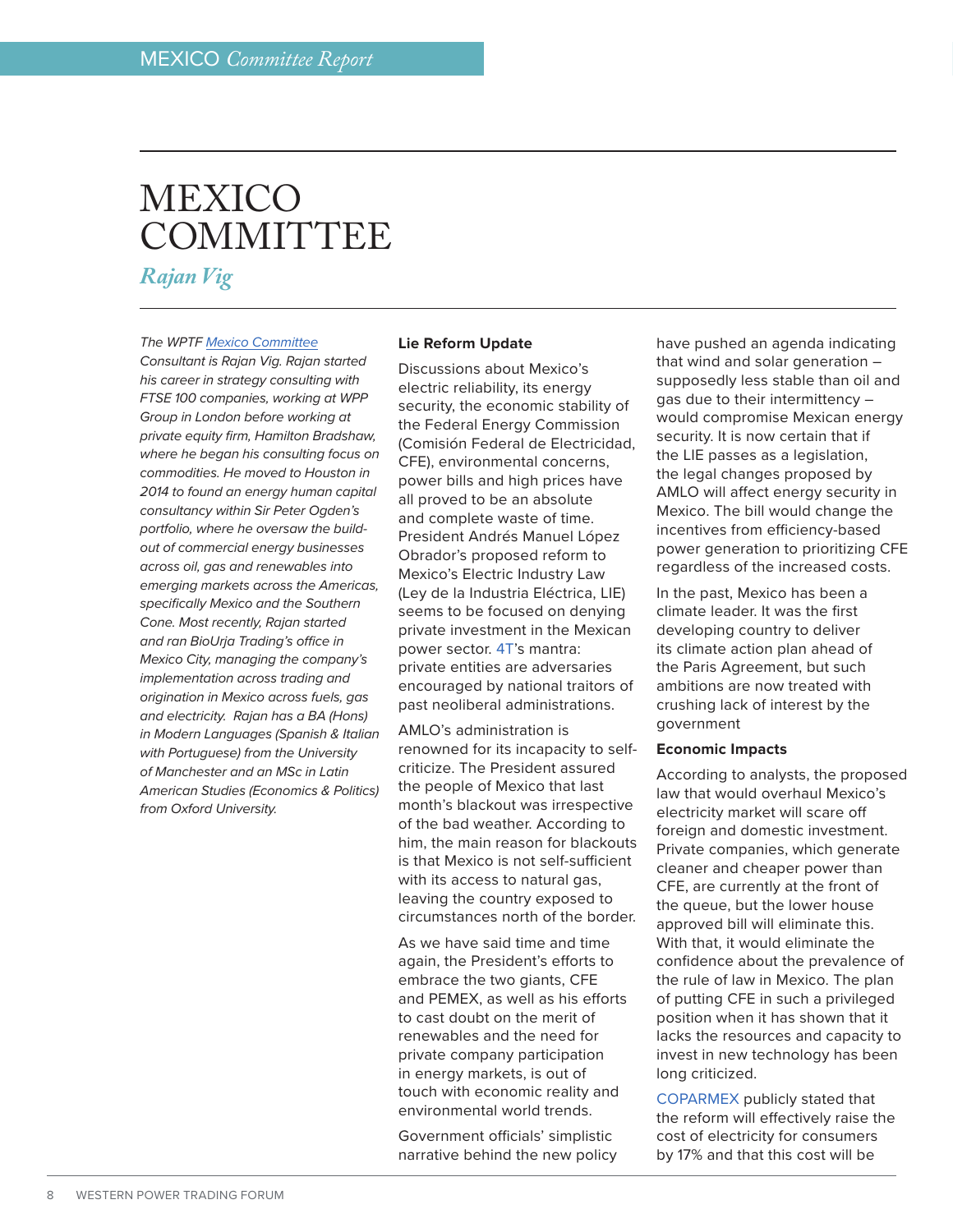# MEXICO COMMITTEE

*Rajan Vig*

*The WPTF Mexico Committee Consultant is Rajan Vig. Rajan started his career in strategy consulting with FTSE 100 companies, working at WPP Group in London before working at private equity firm, Hamilton Bradshaw, where he began his consulting focus on commodities. He moved to Houston in 2014 to found an energy human capital consultancy within Sir Peter Ogden's portfolio, where he oversaw the build-out of commercial energy businesses across oil, gas and renewables into emerging markets across the Americas, specifically Mexico and the Southern Cone. Most recently, Rajan started and ran BioUrja Trading's office in Mexico City, managing the company's implementation across trading and origination in Mexico across fuels, gas and electricity. Rajan has a BA (Hons) in Modern Languages (Spanish & Italian with Portuguese) from the University of Manchester and an MSc in Latin American Studies (Economics & Politics) from Oxford University.*

**Lie Reform Update**

Discussions about Mexico's electric reliability, its energy security, the economic stability of the Federal Energy Commission (Comisión Federal de Electricidad, CFE), environmental concerns, power bills and high prices have all proved to be an absolute and complete waste of time. President Andrés Manuel López Obrador's proposed reform to Mexico's Electric Industry Law (Ley de la Industria Eléctrica, LIE) seems to be focused on denying private investment in the Mexican power sector. 4T's mantra: private entities are adversaries encouraged by national traitors of past neoliberal administrations.

AMLO's administration is renowned for its incapacity to self-criticize. The President assured the people of Mexico that last month's blackout was irrespective of the bad weather. According to him, the main reason for blackouts is that Mexico is not self-sufficient with its access to natural gas, leaving the country exposed to circumstances north of the border.

As we have said time and time again, the President's efforts to embrace the two giants, CFE and PEMEX, as well as his efforts to cast doubt on the merit of renewables and the need for private company participation in energy markets, is out of touch with economic reality and environmental world trends.

Government officials' simplistic narrative behind the new policy have pushed an agenda indicating that wind and solar generation – supposedly less stable than oil and gas due to their intermittency – would compromise Mexican energy security. It is now certain that if the LIE passes as a legislation, the legal changes proposed by AMLO will affect energy security in Mexico. The bill would change the incentives from efficiency-based power generation to prioritizing CFE regardless of the increased costs.

In the past, Mexico has been a climate leader. It was the first developing country to deliver its climate action plan ahead of the Paris Agreement, but such ambitions are now treated with crushing lack of interest by the government

**Economic Impacts**

According to analysts, the proposed law that would overhaul Mexico's electricity market will scare off foreign and domestic investment. Private companies, which generate cleaner and cheaper power than CFE, are currently at the front of the queue, but the lower house approved bill will eliminate this. With that, it would eliminate the confidence about the prevalence of the rule of law in Mexico. The plan of putting CFE in such a privileged position when it has shown that it lacks the resources and capacity to invest in new technology has been long criticized.

COPARMEX publicly stated that the reform will effectively raise the cost of electricity for consumers by 17% and that this cost will be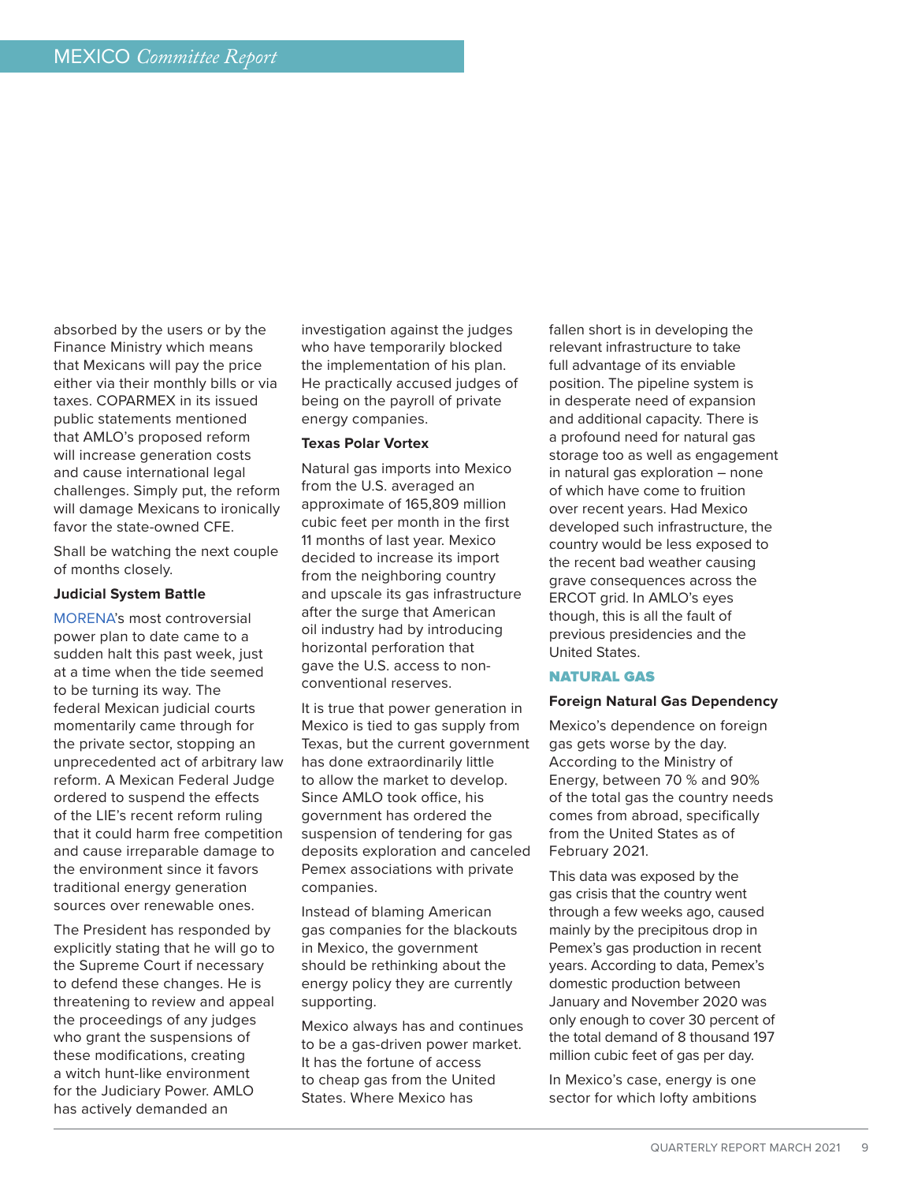absorbed by the users or by the Finance Ministry which means that Mexicans will pay the price either via their monthly bills or via taxes. COPARMEX in its issued public statements mentioned that AMLO's proposed reform will increase generation costs and cause international legal challenges. Simply put, the reform will damage Mexicans to ironically favor the state-owned CFE.

Shall be watching the next couple of months closely.

**Judicial System Battle**

MORENA's most controversial power plan to date came to a sudden halt this past week, just at a time when the tide seemed to be turning its way. The federal Mexican judicial courts momentarily came through for the private sector, stopping an unprecedented act of arbitrary law reform. A Mexican Federal Judge ordered to suspend the effects of the LIE's recent reform ruling that it could harm free competition and cause irreparable damage to the environment since it favors traditional energy generation sources over renewable ones.

The President has responded by explicitly stating that he will go to the Supreme Court if necessary to defend these changes. He is threatening to review and appeal the proceedings of any judges who grant the suspensions of these modifications, creating a witch hunt-like environment for the Judiciary Power. AMLO has actively demanded an investigation against the judges who have temporarily blocked the implementation of his plan. He practically accused judges of being on the payroll of private energy companies.

**Texas Polar Vortex**

Natural gas imports into Mexico from the U.S. averaged an approximate of 165,809 million cubic feet per month in the first 11 months of last year. Mexico decided to increase its import from the neighboring country and upscale its gas infrastructure after the surge that American oil industry had by introducing horizontal perforation that gave the U.S. access to non-conventional reserves.

It is true that power generation in Mexico is tied to gas supply from Texas, but the current government has done extraordinarily little to allow the market to develop. Since AMLO took office, his government has ordered the suspension of tendering for gas deposits exploration and canceled Pemex associations with private companies.

Instead of blaming American gas companies for the blackouts in Mexico, the government should be rethinking about the energy policy they are currently supporting.

Mexico always has and continues to be a gas-driven power market. It has the fortune of access to cheap gas from the United States. Where Mexico has fallen short is in developing the relevant infrastructure to take full advantage of its enviable position. The pipeline system is in desperate need of expansion and additional capacity. There is a profound need for natural gas storage too as well as engagement in natural gas exploration – none of which have come to fruition over recent years. Had Mexico developed such infrastructure, the country would be less exposed to the recent bad weather causing grave consequences across the ERCOT grid. In AMLO's eyes though, this is all the fault of previous presidencies and the United States.

## NATURAL GAS

**Foreign Natural Gas Dependency**

Mexico's dependence on foreign gas gets worse by the day. According to the Ministry of Energy, between 70 % and 90% of the total gas the country needs comes from abroad, specifically from the United States as of February 2021.

This data was exposed by the gas crisis that the country went through a few weeks ago, caused mainly by the precipitous drop in Pemex's gas production in recent years. According to data, Pemex's domestic production between January and November 2020 was only enough to cover 30 percent of the total demand of 8 thousand 197 million cubic feet of gas per day.

In Mexico's case, energy is one sector for which lofty ambitions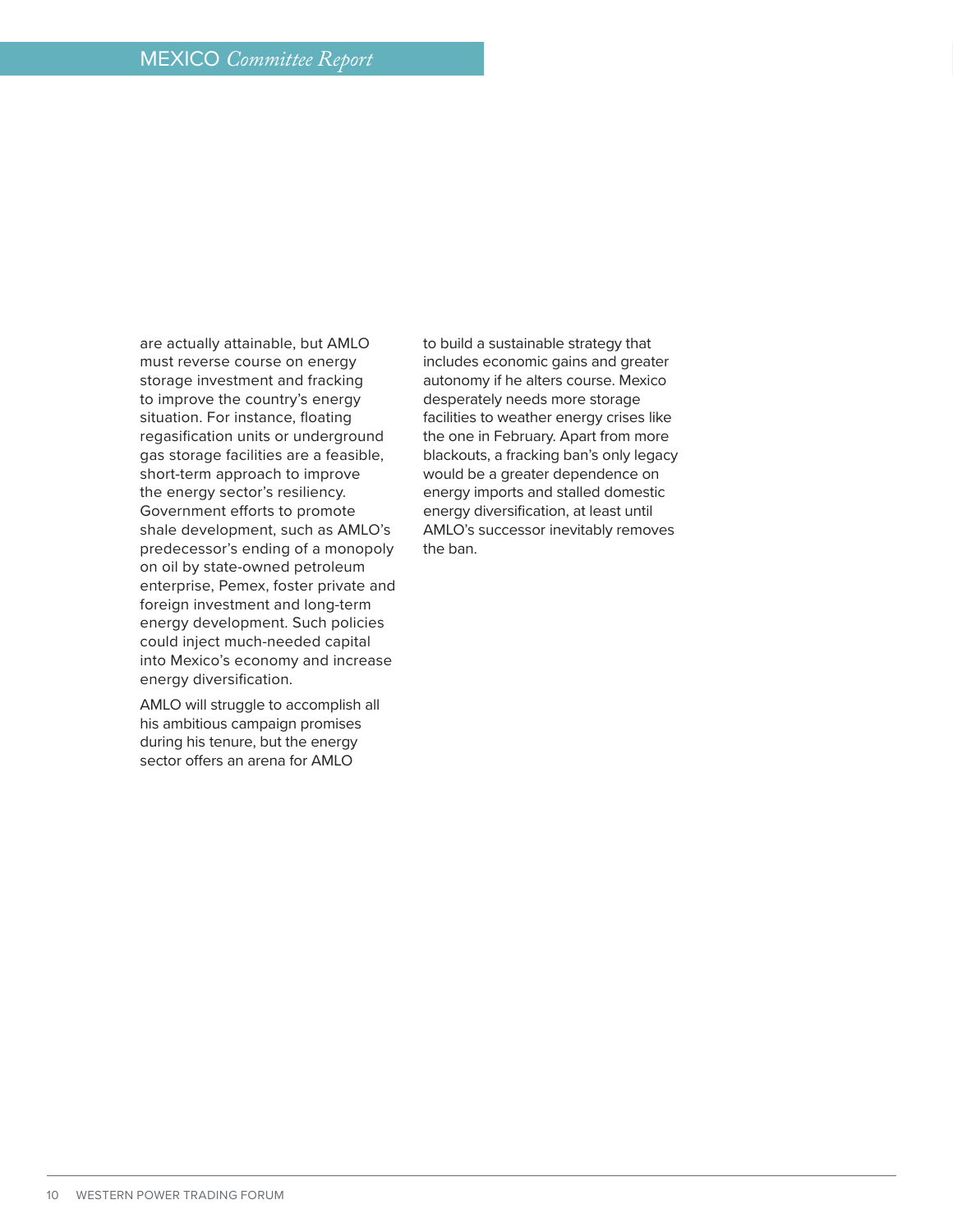are actually attainable, but AMLO must reverse course on energy storage investment and fracking to improve the country's energy situation. For instance, floating regasification units or underground gas storage facilities are a feasible, short-term approach to improve the energy sector's resiliency. Government efforts to promote shale development, such as AMLO's predecessor's ending of a monopoly on oil by state-owned petroleum enterprise, Pemex, foster private and foreign investment and long-term energy development. Such policies could inject much-needed capital into Mexico's economy and increase energy diversification.

AMLO will struggle to accomplish all his ambitious campaign promises during his tenure, but the energy sector offers an arena for AMLO to build a sustainable strategy that includes economic gains and greater autonomy if he alters course. Mexico desperately needs more storage facilities to weather energy crises like the one in February. Apart from more blackouts, a fracking ban's only legacy would be a greater dependence on energy imports and stalled domestic energy diversification, at least until AMLO's successor inevitably removes the ban.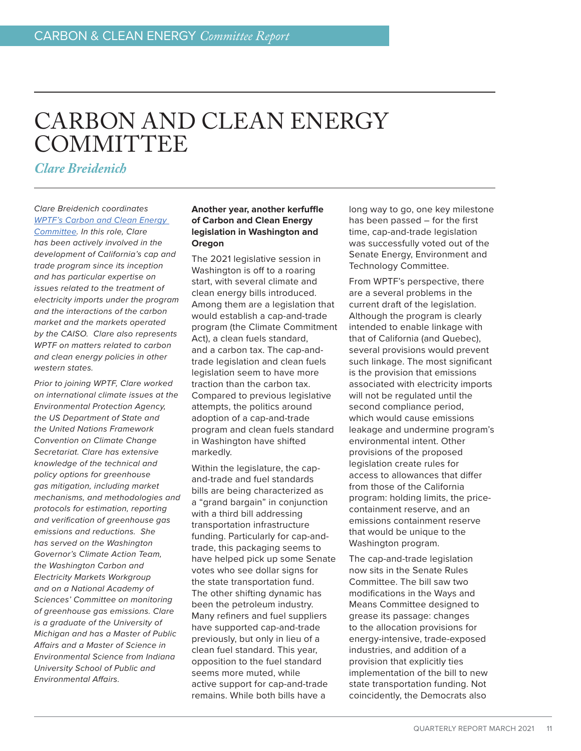# CARBON AND CLEAN ENERGY COMMITTEE

***Clare Breidenich***

*Clare Breidenich coordinates [WPTF's Carbon and Clean Energy Committee](). In this role, Clare has been actively involved in the development of California's cap and trade program since its inception and has particular expertise on issues related to the treatment of electricity imports under the program and the interactions of the carbon market and the markets operated by the CAISO. Clare also represents WPTF on matters related to carbon and clean energy policies in other western states.*

*Prior to joining WPTF, Clare worked on international climate issues at the Environmental Protection Agency, the US Department of State and the United Nations Framework Convention on Climate Change Secretariat. Clare has extensive knowledge of the technical and policy options for greenhouse gas mitigation, including market mechanisms, and methodologies and protocols for estimation, reporting and verification of greenhouse gas emissions and reductions. She has served on the Washington Governor's Climate Action Team, the Washington Carbon and Electricity Markets Workgroup and on a National Academy of Sciences' Committee on monitoring of greenhouse gas emissions. Clare is a graduate of the University of Michigan and has a Master of Public Affairs and a Master of Science in Environmental Science from Indiana University School of Public and Environmental Affairs.*

**Another year, another kerfuffle of Carbon and Clean Energy legislation in Washington and Oregon**

The 2021 legislative session in Washington is off to a roaring start, with several climate and clean energy bills introduced. Among them are a legislation that would establish a cap-and-trade program (the Climate Commitment Act), a clean fuels standard, and a carbon tax. The cap-and-trade legislation and clean fuels legislation seem to have more traction than the carbon tax. Compared to previous legislative attempts, the politics around adoption of a cap-and-trade program and clean fuels standard in Washington have shifted markedly.

Within the legislature, the cap-and-trade and fuel standards bills are being characterized as a "grand bargain" in conjunction with a third bill addressing transportation infrastructure funding. Particularly for cap-and-trade, this packaging seems to have helped pick up some Senate votes who see dollar signs for the state transportation fund. The other shifting dynamic has been the petroleum industry. Many refiners and fuel suppliers have supported cap-and-trade previously, but only in lieu of a clean fuel standard. This year, opposition to the fuel standard seems more muted, while active support for cap-and-trade remains. While both bills have a long way to go, one key milestone has been passed – for the first time, cap-and-trade legislation was successfully voted out of the Senate Energy, Environment and Technology Committee.

From WPTF's perspective, there are a several problems in the current draft of the legislation. Although the program is clearly intended to enable linkage with that of California (and Quebec), several provisions would prevent such linkage. The most significant is the provision that emissions associated with electricity imports will not be regulated until the second compliance period, which would cause emissions leakage and undermine program's environmental intent. Other provisions of the proposed legislation create rules for access to allowances that differ from those of the California program: holding limits, the price-containment reserve, and an emissions containment reserve that would be unique to the Washington program.

The cap-and-trade legislation now sits in the Senate Rules Committee. The bill saw two modifications in the Ways and Means Committee designed to grease its passage: changes to the allocation provisions for energy-intensive, trade-exposed industries, and addition of a provision that explicitly ties implementation of the bill to new state transportation funding. Not coincidently, the Democrats also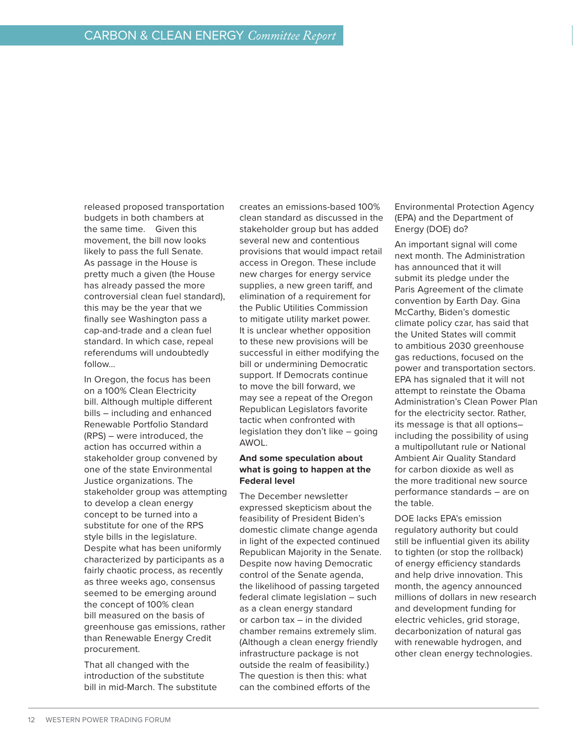released proposed transportation budgets in both chambers at the same time. Given this movement, the bill now looks likely to pass the full Senate. As passage in the House is pretty much a given (the House has already passed the more controversial clean fuel standard), this may be the year that we finally see Washington pass a cap-and-trade and a clean fuel standard. In which case, repeal referendums will undoubtedly follow…

In Oregon, the focus has been on a 100% Clean Electricity bill. Although multiple different bills – including and enhanced Renewable Portfolio Standard (RPS) – were introduced, the action has occurred within a stakeholder group convened by one of the state Environmental Justice organizations. The stakeholder group was attempting to develop a clean energy concept to be turned into a substitute for one of the RPS style bills in the legislature. Despite what has been uniformly characterized by participants as a fairly chaotic process, as recently as three weeks ago, consensus seemed to be emerging around the concept of 100% clean bill measured on the basis of greenhouse gas emissions, rather than Renewable Energy Credit procurement.

That all changed with the introduction of the substitute bill in mid-March. The substitute creates an emissions-based 100% clean standard as discussed in the stakeholder group but has added several new and contentious provisions that would impact retail access in Oregon. These include new charges for energy service supplies, a new green tariff, and elimination of a requirement for the Public Utilities Commission to mitigate utility market power. It is unclear whether opposition to these new provisions will be successful in either modifying the bill or undermining Democratic support. If Democrats continue to move the bill forward, we may see a repeat of the Oregon Republican Legislators favorite tactic when confronted with legislation they don't like – going AWOL.

**And some speculation about what is going to happen at the Federal level**

The December newsletter expressed skepticism about the feasibility of President Biden's domestic climate change agenda in light of the expected continued Republican Majority in the Senate. Despite now having Democratic control of the Senate agenda, the likelihood of passing targeted federal climate legislation – such as a clean energy standard or carbon tax – in the divided chamber remains extremely slim. (Although a clean energy friendly infrastructure package is not outside the realm of feasibility.) The question is then this: what can the combined efforts of the Environmental Protection Agency (EPA) and the Department of Energy (DOE) do?

An important signal will come next month. The Administration has announced that it will submit its pledge under the Paris Agreement of the climate convention by Earth Day. Gina McCarthy, Biden's domestic climate policy czar, has said that the United States will commit to ambitious 2030 greenhouse gas reductions, focused on the power and transportation sectors. EPA has signaled that it will not attempt to reinstate the Obama Administration's Clean Power Plan for the electricity sector. Rather, its message is that all options– including the possibility of using a multipollutant rule or National Ambient Air Quality Standard for carbon dioxide as well as the more traditional new source performance standards – are on the table.

DOE lacks EPA's emission regulatory authority but could still be influential given its ability to tighten (or stop the rollback) of energy efficiency standards and help drive innovation. This month, the agency announced millions of dollars in new research and development funding for electric vehicles, grid storage, decarbonization of natural gas with renewable hydrogen, and other clean energy technologies.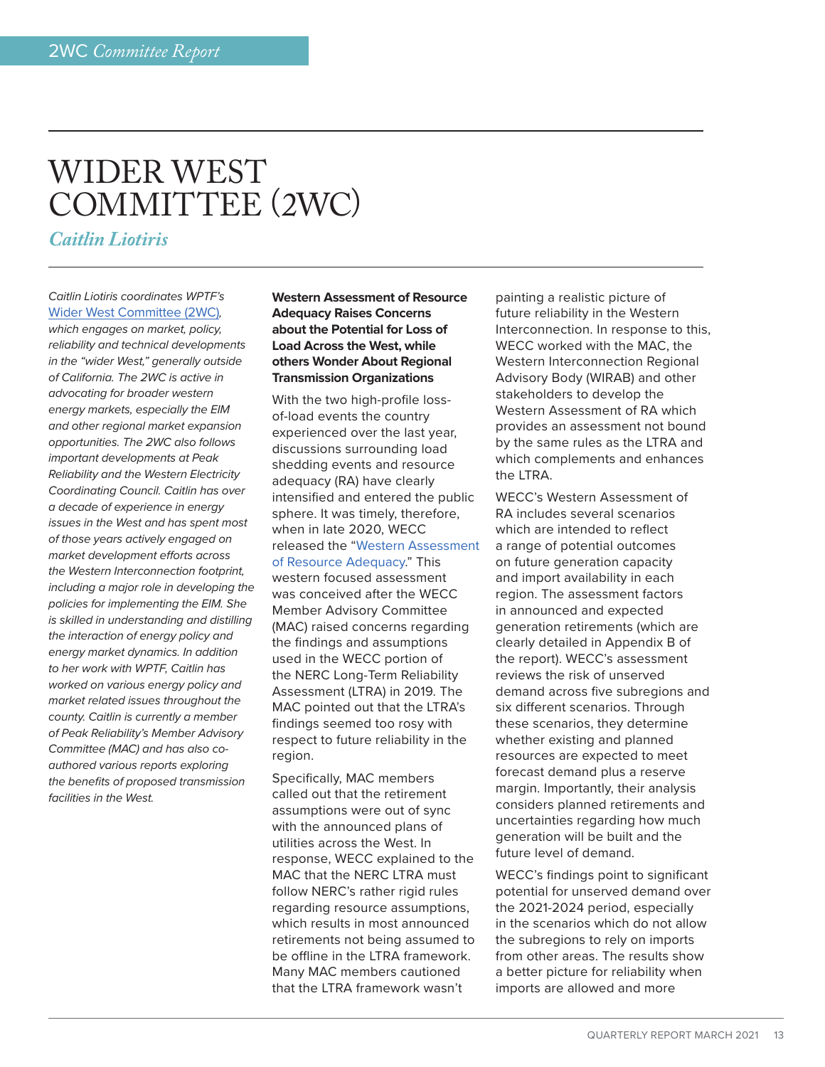# WIDER WEST COMMITTEE (2WC)

## *Caitlin Liotiris*

*Caitlin Liotiris coordinates WPTF's Wider West Committee (2WC), which engages on market, policy, reliability and technical developments in the "wider West," generally outside of California. The 2WC is active in advocating for broader western energy markets, especially the EIM and other regional market expansion opportunities. The 2WC also follows important developments at Peak Reliability and the Western Electricity Coordinating Council. Caitlin has over a decade of experience in energy issues in the West and has spent most of those years actively engaged on market development efforts across the Western Interconnection footprint, including a major role in developing the policies for implementing the EIM. She is skilled in understanding and distilling the interaction of energy policy and energy market dynamics. In addition to her work with WPTF, Caitlin has worked on various energy policy and market related issues throughout the county. Caitlin is currently a member of Peak Reliability's Member Advisory Committee (MAC) and has also co-authored various reports exploring the benefits of proposed transmission facilities in the West.*

**Western Assessment of Resource Adequacy Raises Concerns about the Potential for Loss of Load Across the West, while others Wonder About Regional Transmission Organizations**

With the two high-profile loss-of-load events the country experienced over the last year, discussions surrounding load shedding events and resource adequacy (RA) have clearly intensified and entered the public sphere. It was timely, therefore, when in late 2020, WECC released the "Western Assessment of Resource Adequacy." This western focused assessment was conceived after the WECC Member Advisory Committee (MAC) raised concerns regarding the findings and assumptions used in the WECC portion of the NERC Long-Term Reliability Assessment (LTRA) in 2019. The MAC pointed out that the LTRA's findings seemed too rosy with respect to future reliability in the region.

Specifically, MAC members called out that the retirement assumptions were out of sync with the announced plans of utilities across the West. In response, WECC explained to the MAC that the NERC LTRA must follow NERC's rather rigid rules regarding resource assumptions, which results in most announced retirements not being assumed to be offline in the LTRA framework. Many MAC members cautioned that the LTRA framework wasn't painting a realistic picture of future reliability in the Western Interconnection. In response to this, WECC worked with the MAC, the Western Interconnection Regional Advisory Body (WIRAB) and other stakeholders to develop the Western Assessment of RA which provides an assessment not bound by the same rules as the LTRA and which complements and enhances the LTRA.

WECC's Western Assessment of RA includes several scenarios which are intended to reflect a range of potential outcomes on future generation capacity and import availability in each region. The assessment factors in announced and expected generation retirements (which are clearly detailed in Appendix B of the report). WECC's assessment reviews the risk of unserved demand across five subregions and six different scenarios. Through these scenarios, they determine whether existing and planned resources are expected to meet forecast demand plus a reserve margin. Importantly, their analysis considers planned retirements and uncertainties regarding how much generation will be built and the future level of demand.

WECC's findings point to significant potential for unserved demand over the 2021-2024 period, especially in the scenarios which do not allow the subregions to rely on imports from other areas. The results show a better picture for reliability when imports are allowed and more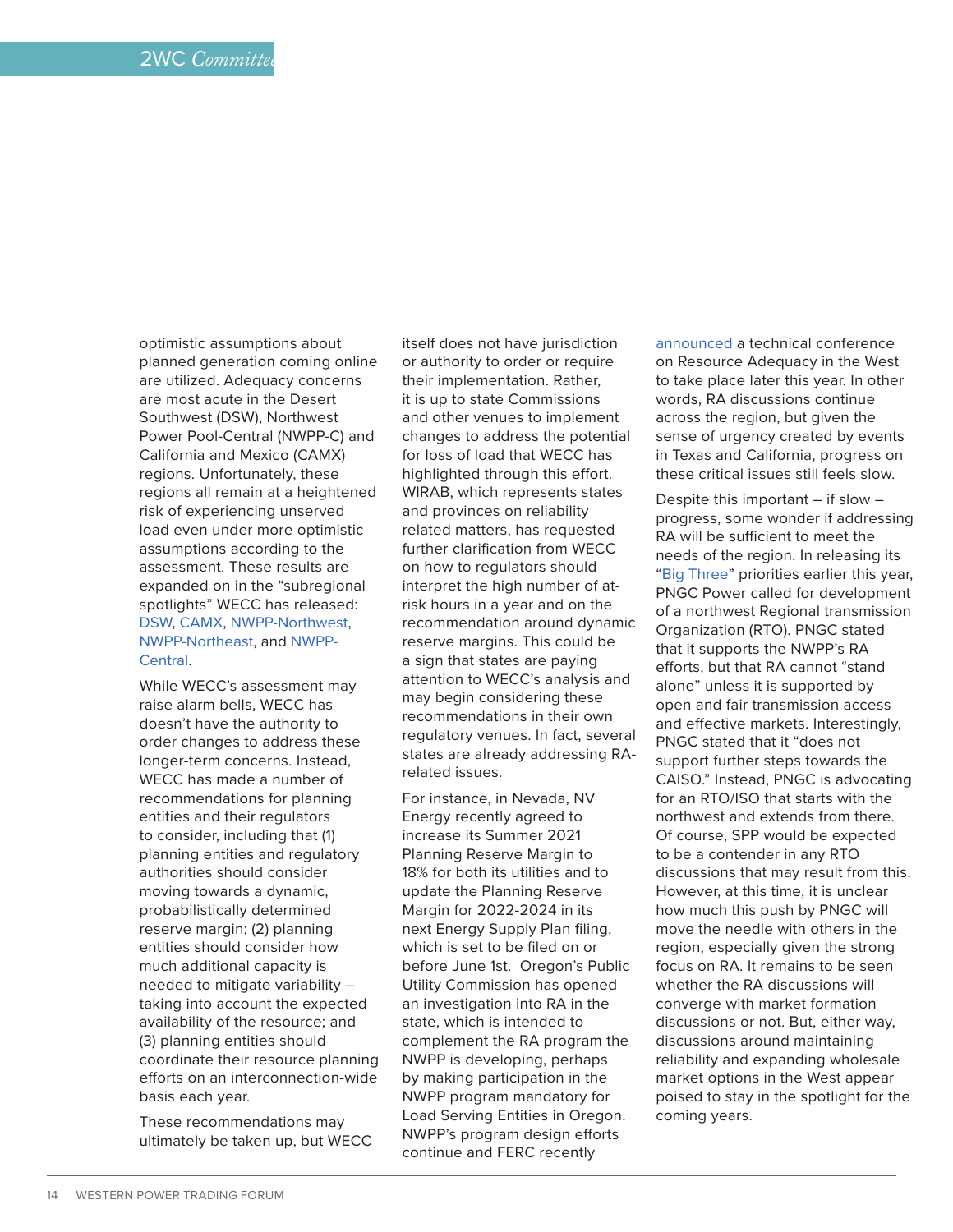optimistic assumptions about planned generation coming online are utilized. Adequacy concerns are most acute in the Desert Southwest (DSW), Northwest Power Pool-Central (NWPP-C) and California and Mexico (CAMX) regions. Unfortunately, these regions all remain at a heightened risk of experiencing unserved load even under more optimistic assumptions according to the assessment. These results are expanded on in the "subregional spotlights" WECC has released: DSW, CAMX, NWPP-Northwest, NWPP-Northeast, and NWPP-Central.

While WECC's assessment may raise alarm bells, WECC has doesn't have the authority to order changes to address these longer-term concerns. Instead, WECC has made a number of recommendations for planning entities and their regulators to consider, including that (1) planning entities and regulatory authorities should consider moving towards a dynamic, probabilistically determined reserve margin; (2) planning entities should consider how much additional capacity is needed to mitigate variability – taking into account the expected availability of the resource; and (3) planning entities should coordinate their resource planning efforts on an interconnection-wide basis each year.

These recommendations may ultimately be taken up, but WECC itself does not have jurisdiction or authority to order or require their implementation. Rather, it is up to state Commissions and other venues to implement changes to address the potential for loss of load that WECC has highlighted through this effort. WIRAB, which represents states and provinces on reliability related matters, has requested further clarification from WECC on how to regulators should interpret the high number of at-risk hours in a year and on the recommendation around dynamic reserve margins. This could be a sign that states are paying attention to WECC's analysis and may begin considering these recommendations in their own regulatory venues. In fact, several states are already addressing RA-related issues.

For instance, in Nevada, NV Energy recently agreed to increase its Summer 2021 Planning Reserve Margin to 18% for both its utilities and to update the Planning Reserve Margin for 2022-2024 in its next Energy Supply Plan filing, which is set to be filed on or before June 1st. Oregon's Public Utility Commission has opened an investigation into RA in the state, which is intended to complement the RA program the NWPP is developing, perhaps by making participation in the NWPP program mandatory for Load Serving Entities in Oregon. NWPP's program design efforts continue and FERC recently announced a technical conference on Resource Adequacy in the West to take place later this year. In other words, RA discussions continue across the region, but given the sense of urgency created by events in Texas and California, progress on these critical issues still feels slow.

Despite this important – if slow – progress, some wonder if addressing RA will be sufficient to meet the needs of the region. In releasing its "Big Three" priorities earlier this year, PNGC Power called for development of a northwest Regional transmission Organization (RTO). PNGC stated that it supports the NWPP's RA efforts, but that RA cannot "stand alone" unless it is supported by open and fair transmission access and effective markets. Interestingly, PNGC stated that it "does not support further steps towards the CAISO." Instead, PNGC is advocating for an RTO/ISO that starts with the northwest and extends from there. Of course, SPP would be expected to be a contender in any RTO discussions that may result from this. However, at this time, it is unclear how much this push by PNGC will move the needle with others in the region, especially given the strong focus on RA. It remains to be seen whether the RA discussions will converge with market formation discussions or not. But, either way, discussions around maintaining reliability and expanding wholesale market options in the West appear poised to stay in the spotlight for the coming years.